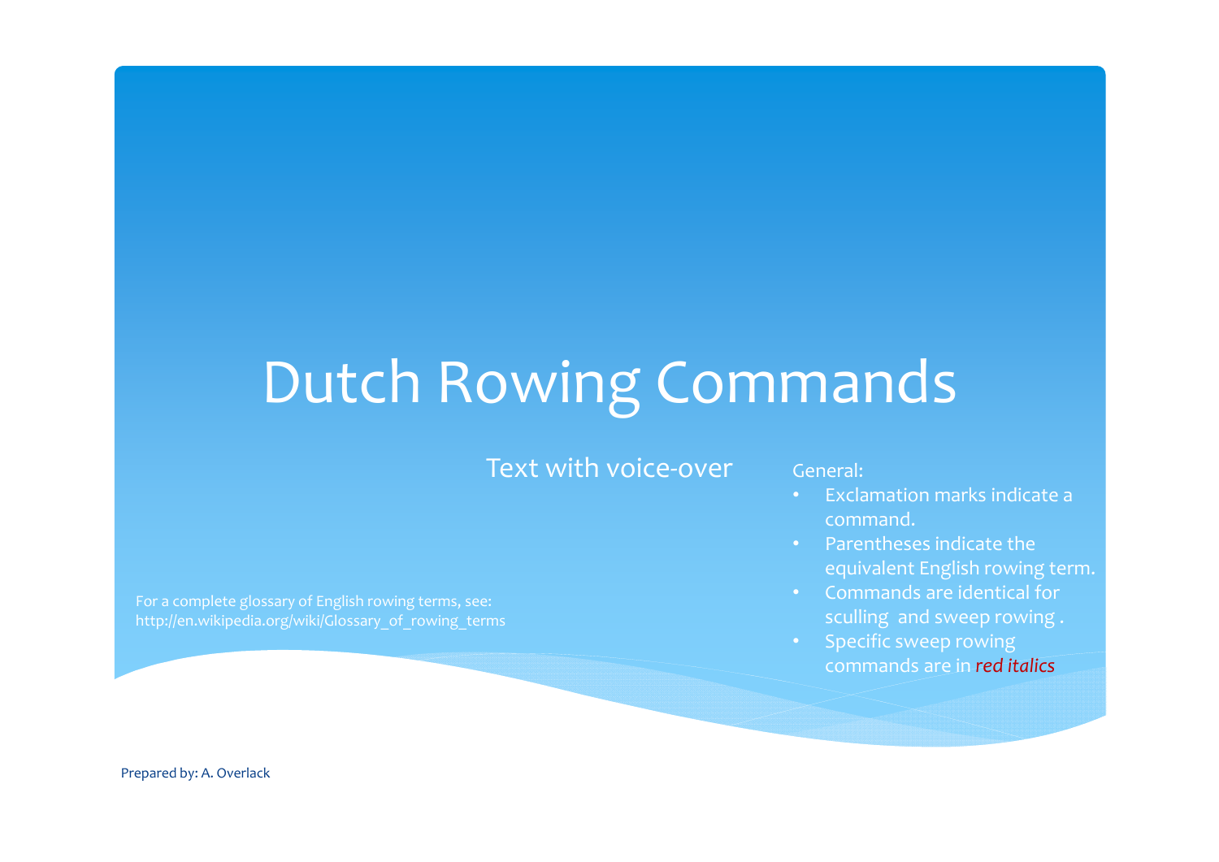# Dutch Rowing Commands

Text with voice-over

General:

- Exclamation marks indicate a command.
- Parentheses indicate the equivalent English rowing term.
- Commands are identical for sculling and sweep rowing .
- Specific sweep rowing commands are in *red italics*

For a complete glossary of English rowing terms, see: http://en.wikipedia.org/wiki/Glossary_of_rowing_terms

Prepared by: A. Overlack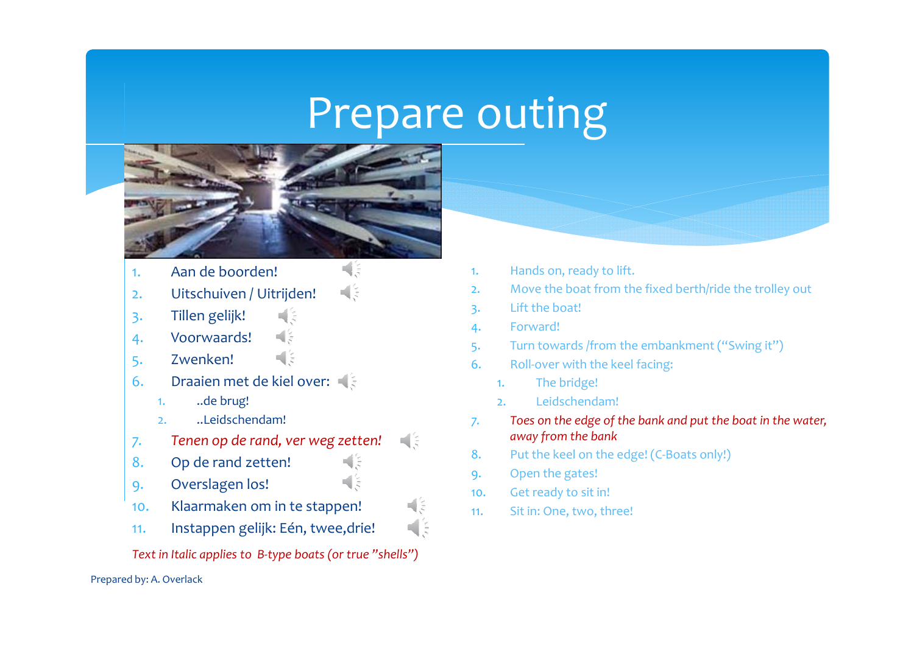# Prepare outing

1. Aan de boorden!
2. Uitschuiven / Uitrijden!
3. Tillen gelijk!
4. Voorwaards!
5. Zwenken!
6. Draaien met de kiel over:
   1. ..de brug!
   2. ..Leidschendam!
7. *Tenen op de rand, ver weg zetten!*
8. Op de rand zetten!
9. Overslagen los!
10. Klaarmaken om in te stappen!
11. Instappen gelijk: Eén, twee,drie!

*Text in Italic applies to B-type boats (or true "shells")*

1. Hands on, ready to lift.
2. Move the boat from the fixed berth/ride the trolley out
3. Lift the boat!
4. Forward!
5. Turn towards /from the embankment ("Swing it")
6. Roll-over with the keel facing:
   1. The bridge!
   2. Leidschendam!
7. *Toes on the edge of the bank and put the boat in the water, away from the bank*
8. Put the keel on the edge! (C-Boats only!)
9. Open the gates!
10. Get ready to sit in!
11. Sit in: One, two, three!

Prepared by: A. Overlack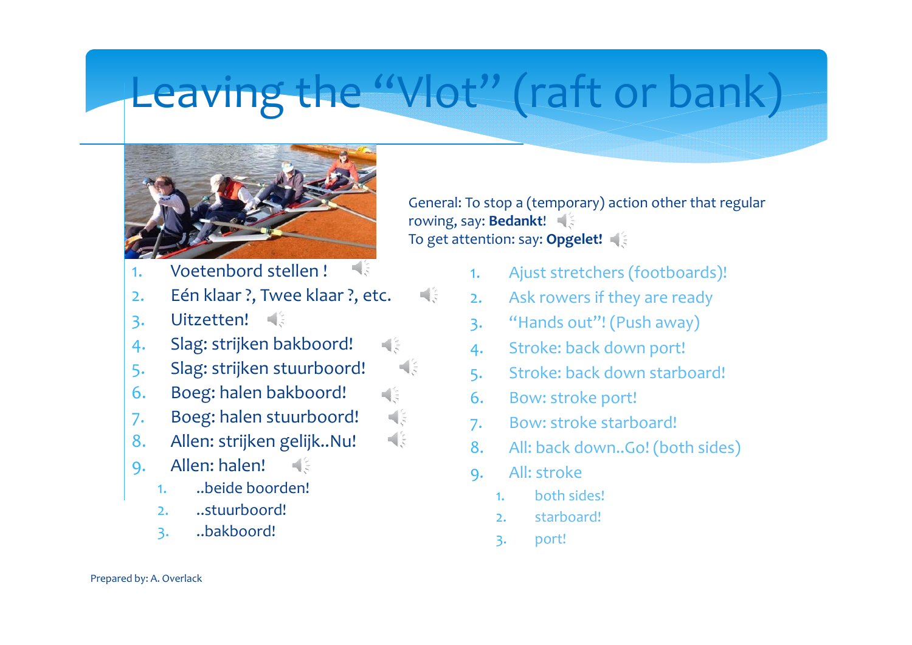# Leaving the "Vlot" (raft or bank)

General: To stop a (temporary) action other that regular rowing, say: **Bedankt!**
To get attention: say: **Opgelet!**

1. Voetenbord stellen !
2. Eén klaar ?, Twee klaar ?, etc.
3. Uitzetten!
4. Slag: strijken bakboord!
5. Slag: strijken stuurboord!
6. Boeg: halen bakboord!
7. Boeg: halen stuurboord!
8. Allen: strijken gelijk..Nu!
9. Allen: halen!
   1. ..beide boorden!
   2. ..stuurboord!
   3. ..bakboord!

1. Ajust stretchers (footboards)!
2. Ask rowers if they are ready
3. "Hands out"! (Push away)
4. Stroke: back down port!
5. Stroke: back down starboard!
6. Bow: stroke port!
7. Bow: stroke starboard!
8. All: back down..Go! (both sides)
9. All: stroke
   1. both sides!
   2. starboard!
   3. port!

Prepared by: A. Overlack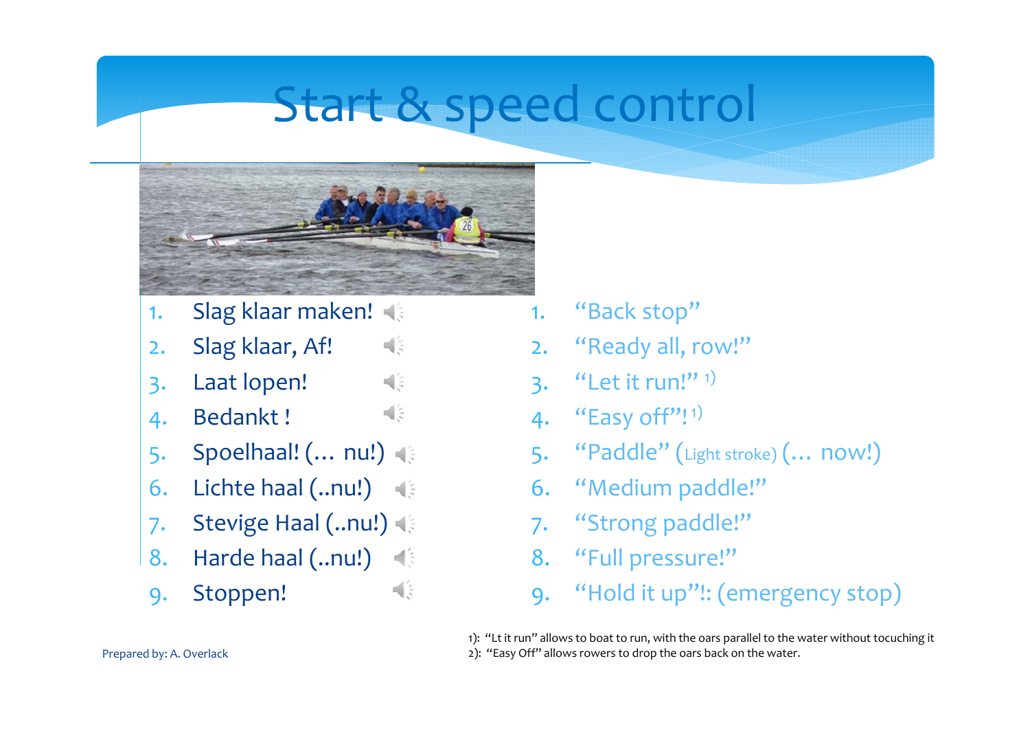# Start & speed control

1. Slag klaar maken!
2. Slag klaar, Af!
3. Laat lopen!
4. Bedankt !
5. Spoelhaal! (… nu!)
6. Lichte haal (..nu!)
7. Stevige Haal (..nu!)
8. Harde haal (..nu!)
9. Stoppen!

1. "Back stop"
2. "Ready all, row!"
3. "Let it run!" 1)
4. "Easy off"! 1)
5. "Paddle" (Light stroke) (… now!)
6. "Medium paddle!"
7. "Strong paddle!"
8. "Full pressure!"
9. "Hold it up"!: (emergency stop)

1): "Lt it run" allows to boat to run, with the oars parallel to the water without tocuching it
2): "Easy Off" allows rowers to drop the oars back on the water.

Prepared by: A. Overlack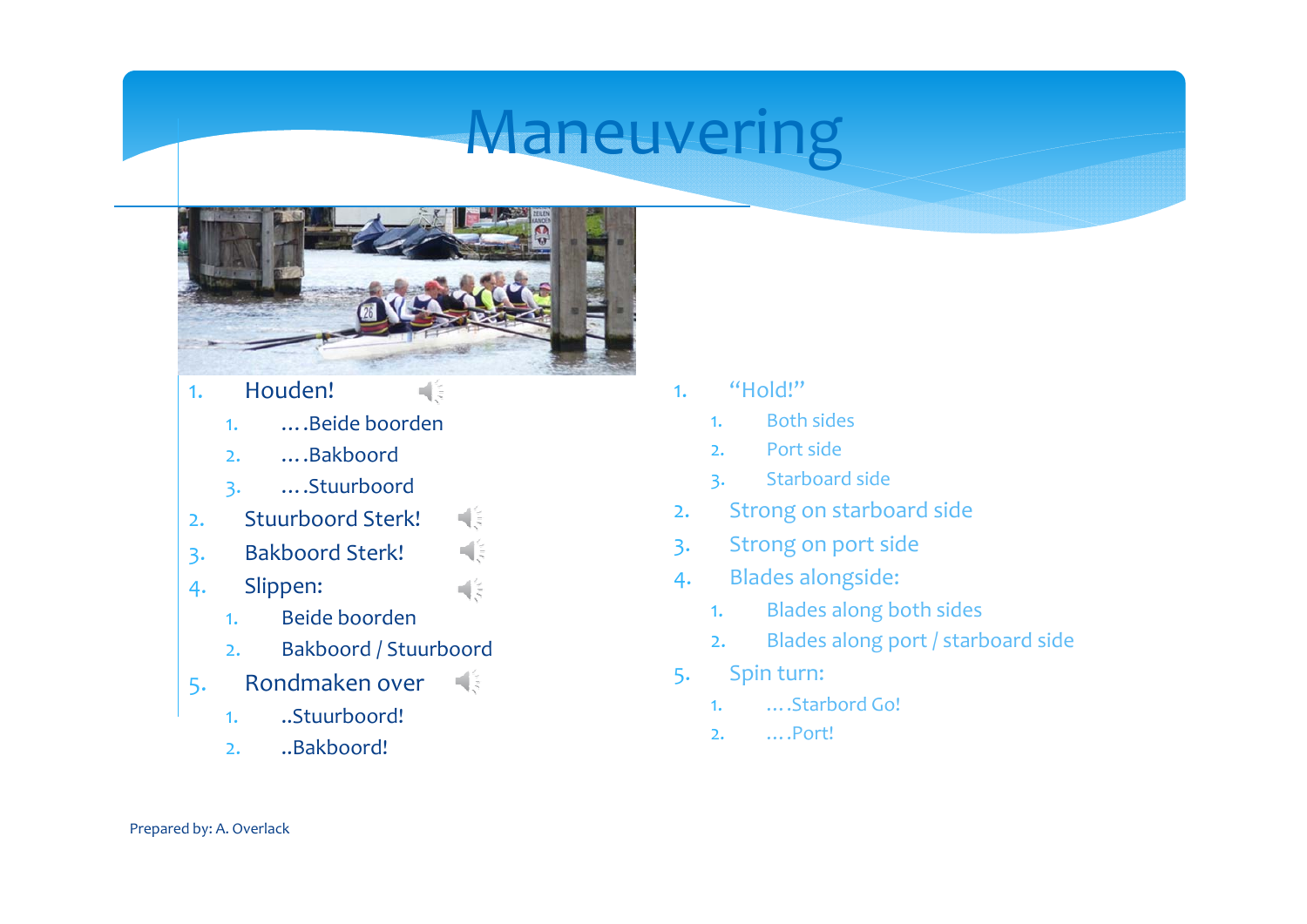# Maneuvering

1. Houden!
   1. ….Beide boorden
   2. ….Bakboord
   3. ….Stuurboord
2. Stuurboord Sterk!
3. Bakboord Sterk!
4. Slippen:
   1. Beide boorden
   2. Bakboord / Stuurboord
5. Rondmaken over
   1. ..Stuurboord!
   2. ..Bakboord!

1. "Hold!"
   1. Both sides
   2. Port side
   3. Starboard side
2. Strong on starboard side
3. Strong on port side
4. Blades alongside:
   1. Blades along both sides
   2. Blades along port / starboard side
5. Spin turn:
   1. ….Starbord Go!
   2. ….Port!

Prepared by: A. Overlack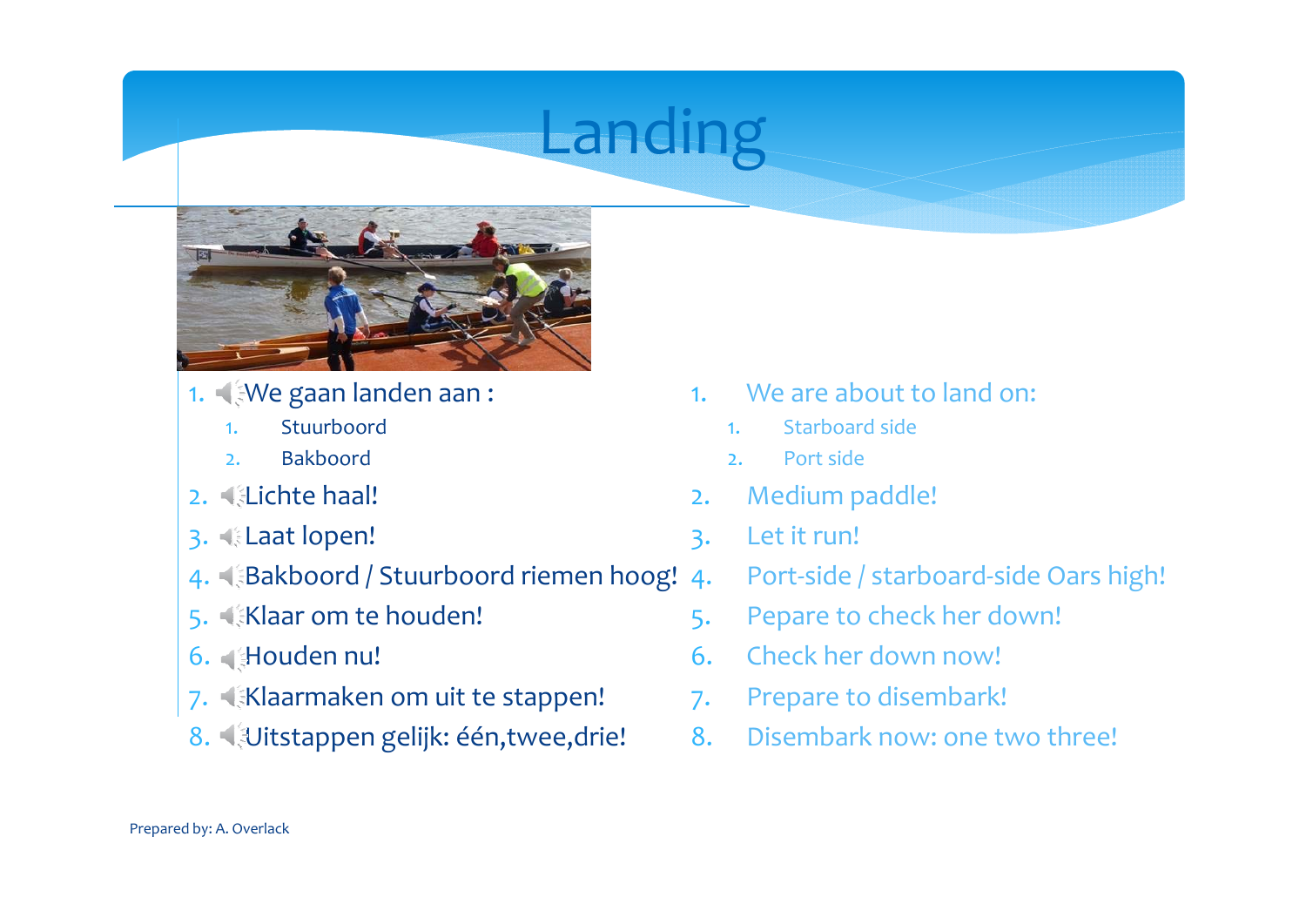# Landing

1. We gaan landen aan :
   1. Stuurboord
   2. Bakboord
2. Lichte haal!
3. Laat lopen!
4. Bakboord / Stuurboord riemen hoog!
5. Klaar om te houden!
6. Houden nu!
7. Klaarmaken om uit te stappen!
8. Uitstappen gelijk: één,twee,drie!

1. We are about to land on:
   1. Starboard side
   2. Port side
2. Medium paddle!
3. Let it run!
4. Port-side / starboard-side Oars high!
5. Pepare to check her down!
6. Check her down now!
7. Prepare to disembark!
8. Disembark now: one two three!

Prepared by: A. Overlack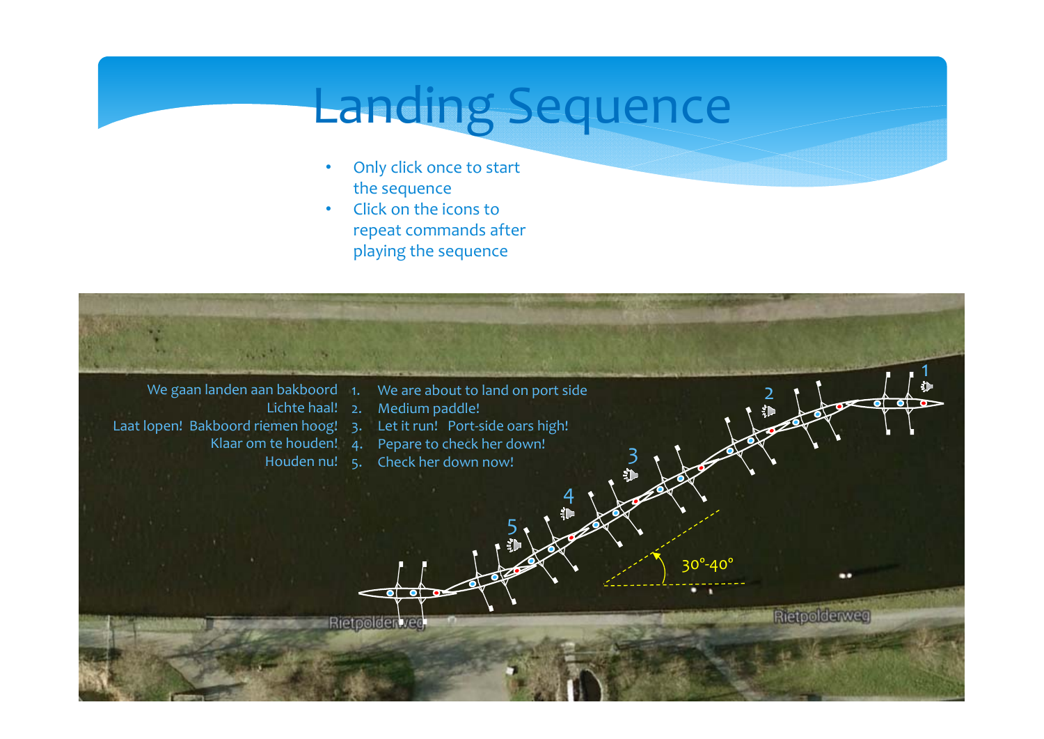# Landing Sequence

- Only click once to start the sequence
- Click on the icons to repeat commands after playing the sequence

| Dutch | # | English |
| --- | --- | --- |
| We gaan landen aan bakboord | 1. | We are about to land on port side |
| Lichte haal! | 2. | Medium paddle! |
| Laat lopen! Bakboord riemen hoog! | 3. | Let it run! Port-side oars high! |
| Klaar om te houden! | 4. | Pepare to check her down! |
| Houden nu! | 5. | Check her down now! |

1

2

3

4

5

30°-40°

Rietpolderweg

Rietpolderweg